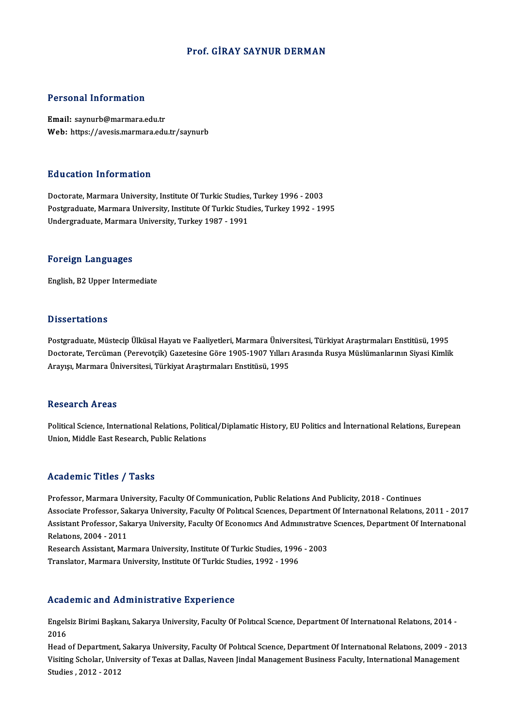# Prof. GİRAY SAYNUR DERMAN

## Personal Information

**Email:** saynurb@marmara.edu.tr
**Web:** https://avesis.marmara.edu.tr/saynurb

## Education Information

Doctorate, Marmara University, Institute Of Turkic Studies, Turkey 1996 - 2003
Postgraduate, Marmara University, Institute Of Turkic Studies, Turkey 1992 - 1995
Undergraduate, Marmara University, Turkey 1987 - 1991

## Foreign Languages

English, B2 Upper Intermediate

## Dissertations

Postgraduate, Müstecip Ülküsal Hayatı ve Faaliyetleri, Marmara Üniversitesi, Türkiyat Araştırmaları Enstitüsü, 1995
Doctorate, Tercüman (Perevotçik) Gazetesine Göre 1905-1907 Yılları Arasında Rusya Müslümanlarının Siyasi Kimlik Arayışı, Marmara Üniversitesi, Türkiyat Araştırmaları Enstitüsü, 1995

## Research Areas

Political Science, International Relations, Political/Diplamatic History, EU Politics and İnternational Relations, Eurepean Union, Middle East Research, Public Relations

## Academic Titles / Tasks

Professor, Marmara University, Faculty Of Communication, Public Relations And Publicity, 2018 - Continues
Associate Professor, Sakarya University, Faculty Of Political Sciences, Department Of International Relations, 2011 - 2017
Assistant Professor, Sakarya University, Faculty Of Economics And Administrative Sciences, Department Of International Relations, 2004 - 2011
Research Assistant, Marmara University, Institute Of Turkic Studies, 1996 - 2003
Translator, Marmara University, Institute Of Turkic Studies, 1992 - 1996

## Academic and Administrative Experience

Engelsiz Birimi Başkanı, Sakarya University, Faculty Of Political Science, Department Of International Relations, 2014 - 2016
Head of Department, Sakarya University, Faculty Of Political Science, Department Of International Relations, 2009 - 2013
Visiting Scholar, University of Texas at Dallas, Naveen Jindal Management Business Faculty, International Management Studies , 2012 - 2012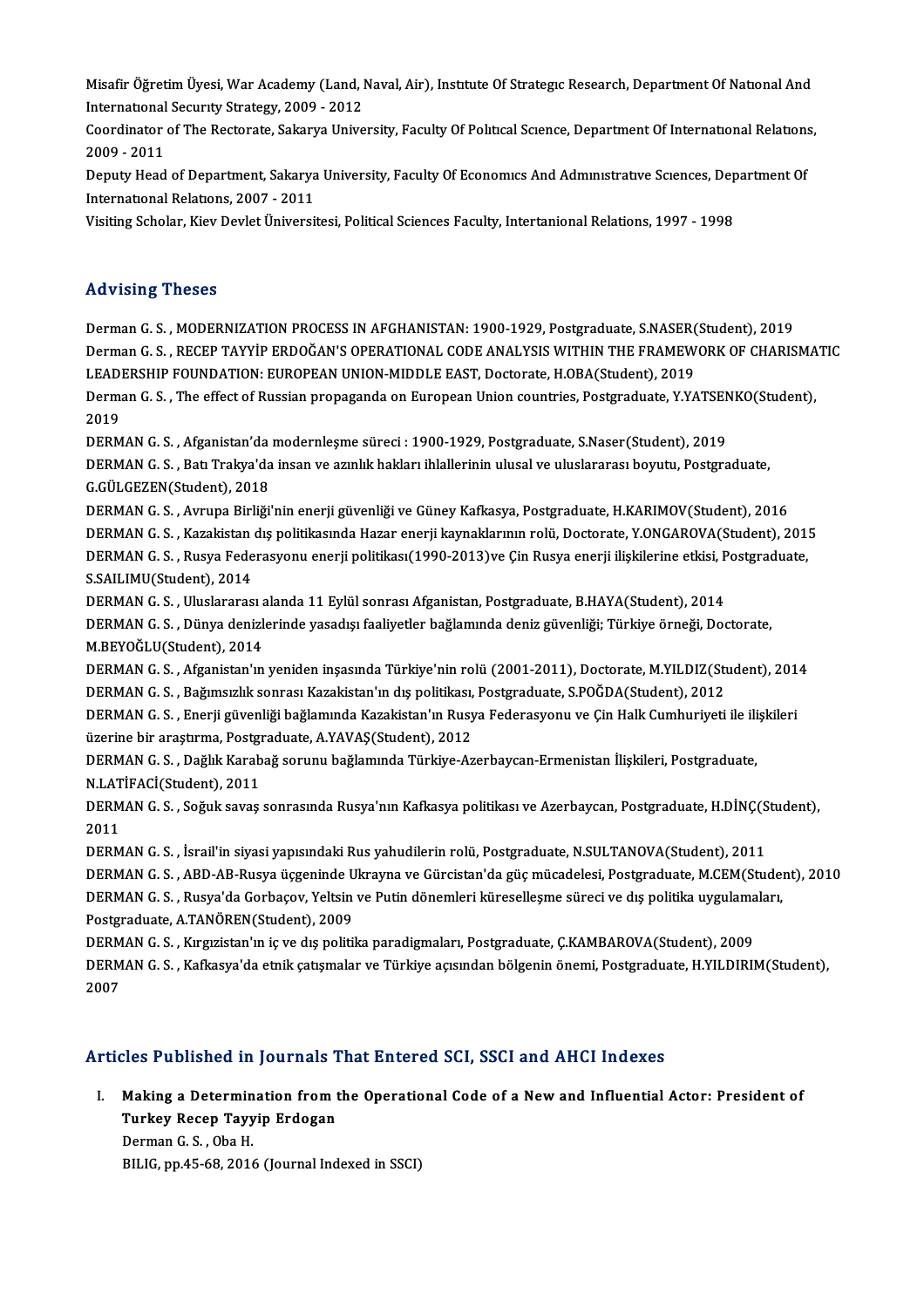Misafir Öğretim Üyesi, War Academy (Land, Naval, Air), Institute Of Strategic Research, Department Of National And International Security Strategy, 2009 - 2012

Coordinator of The Rectorate, Sakarya University, Faculty Of Political Science, Department Of International Relations, 2009 - 2011

Deputy Head of Department, Sakarya University, Faculty Of Economics And Administrative Sciences, Department Of International Relations, 2007 - 2011

Visiting Scholar, Kiev Devlet Üniversitesi, Political Sciences Faculty, Intertanional Relations, 1997 - 1998

## Advising Theses

Derman G. S. , MODERNIZATION PROCESS IN AFGHANISTAN: 1900-1929, Postgraduate, S.NASER(Student), 2019

Derman G. S. , RECEP TAYYİP ERDOĞAN'S OPERATIONAL CODE ANALYSIS WITHIN THE FRAMEWORK OF CHARISMATIC LEADERSHIP FOUNDATION: EUROPEAN UNION-MIDDLE EAST, Doctorate, H.OBA(Student), 2019

Derman G. S. , The effect of Russian propaganda on European Union countries, Postgraduate, Y.YATSENKO(Student), 2019

DERMAN G. S. , Afganistan'da modernleşme süreci : 1900-1929, Postgraduate, S.Naser(Student), 2019

DERMAN G. S. , Batı Trakya'da insan ve azınlık hakları ihlallerinin ulusal ve uluslararası boyutu, Postgraduate, G.GÜLGEZEN(Student), 2018

DERMAN G. S. , Avrupa Birliği'nin enerji güvenliği ve Güney Kafkasya, Postgraduate, H.KARIMOV(Student), 2016

DERMAN G. S. , Kazakistan dış politikasında Hazar enerji kaynaklarının rolü, Doctorate, Y.ONGAROVA(Student), 2015

DERMAN G. S. , Rusya Federasyonu enerji politikası(1990-2013)ve Çin Rusya enerji ilişkilerine etkisi, Postgraduate, S.SAILIMU(Student), 2014

DERMAN G. S. , Uluslararası alanda 11 Eylül sonrası Afganistan, Postgraduate, B.HAYA(Student), 2014

DERMAN G. S. , Dünya denizlerinde yasadışı faaliyetler bağlamında deniz güvenliği; Türkiye örneği, Doctorate, M.BEYOĞLU(Student), 2014

DERMAN G. S. , Afganistan'ın yeniden inşasında Türkiye'nin rolü (2001-2011), Doctorate, M.YILDIZ(Student), 2014

DERMAN G. S. , Bağımsızlık sonrası Kazakistan'ın dış politikası, Postgraduate, S.POĞDA(Student), 2012

DERMAN G. S. , Enerji güvenliği bağlamında Kazakistan'ın Rusya Federasyonu ve Çin Halk Cumhuriyeti ile ilişkileri üzerine bir araştırma, Postgraduate, A.YAVAŞ(Student), 2012

DERMAN G. S. , Dağlık Karabağ sorunu bağlamında Türkiye-Azerbaycan-Ermenistan İlişkileri, Postgraduate, N.LATİFACİ(Student), 2011

DERMAN G. S. , Soğuk savaş sonrasında Rusya'nın Kafkasya politikası ve Azerbaycan, Postgraduate, H.DİNÇ(Student), 2011

DERMAN G. S. , İsrail'in siyasi yapısındaki Rus yahudilerin rolü, Postgraduate, N.SULTANOVA(Student), 2011

DERMAN G. S. , ABD-AB-Rusya üçgeninde Ukrayna ve Gürcistan'da güç mücadelesi, Postgraduate, M.CEM(Student), 2010

DERMAN G. S. , Rusya'da Gorbaçov, Yeltsin ve Putin dönemleri küreselleşme süreci ve dış politika uygulamaları, Postgraduate, A.TANÖREN(Student), 2009

DERMAN G. S. , Kırgızistan'ın iç ve dış politika paradigmaları, Postgraduate, Ç.KAMBAROVA(Student), 2009

DERMAN G. S. , Kafkasya'da etnik çatışmalar ve Türkiye açısından bölgenin önemi, Postgraduate, H.YILDIRIM(Student), 2007

## Articles Published in Journals That Entered SCI, SSCI and AHCI Indexes

I. **Making a Determination from the Operational Code of a New and Influential Actor: President of Turkey Recep Tayyip Erdogan**
   Derman G. S. , Oba H.
   BILIG, pp.45-68, 2016 (Journal Indexed in SSCI)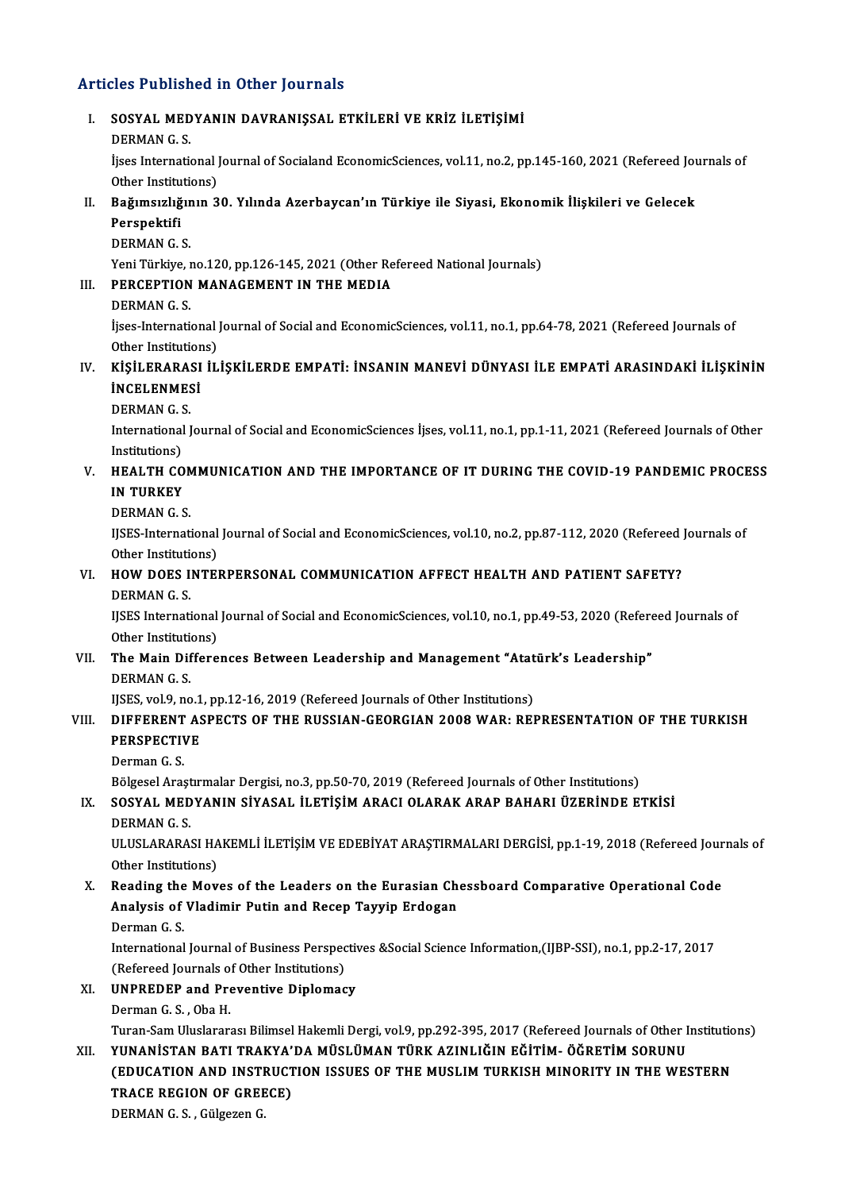## Articles Published in Other Journals

I. **SOSYAL MEDYANIN DAVRANIŞSAL ETKİLERİ VE KRİZ İLETİŞİMİ**
   DERMAN G. S.
   İjses International Journal of Socialand EconomicSciences, vol.11, no.2, pp.145-160, 2021 (Refereed Journals of Other Institutions)

II. **Bağımsızlığının 30. Yılında Azerbaycan'ın Türkiye ile Siyasi, Ekonomik İlişkileri ve Gelecek Perspektifi**
   DERMAN G. S.
   Yeni Türkiye, no.120, pp.126-145, 2021 (Other Refereed National Journals)

III. **PERCEPTION MANAGEMENT IN THE MEDIA**
   DERMAN G. S.
   İjses-International Journal of Social and EconomicSciences, vol.11, no.1, pp.64-78, 2021 (Refereed Journals of Other Institutions)

IV. **KİŞİLERARASI İLİŞKİLERDE EMPATİ: İNSANIN MANEVİ DÜNYASI İLE EMPATİ ARASINDAKİ İLİŞKİNİN İNCELENMESİ**
   DERMAN G. S.
   International Journal of Social and EconomicSciences İjses, vol.11, no.1, pp.1-11, 2021 (Refereed Journals of Other Institutions)

V. **HEALTH COMMUNICATION AND THE IMPORTANCE OF IT DURING THE COVID-19 PANDEMIC PROCESS IN TURKEY**
   DERMAN G. S.
   IJSES-International Journal of Social and EconomicSciences, vol.10, no.2, pp.87-112, 2020 (Refereed Journals of Other Institutions)

VI. **HOW DOES INTERPERSONAL COMMUNICATION AFFECT HEALTH AND PATIENT SAFETY?**
   DERMAN G. S.
   IJSES International Journal of Social and EconomicSciences, vol.10, no.1, pp.49-53, 2020 (Refereed Journals of Other Institutions)

VII. **The Main Differences Between Leadership and Management "Atatürk's Leadership"**
   DERMAN G. S.
   IJSES, vol.9, no.1, pp.12-16, 2019 (Refereed Journals of Other Institutions)

VIII. **DIFFERENT ASPECTS OF THE RUSSIAN-GEORGIAN 2008 WAR: REPRESENTATION OF THE TURKISH PERSPECTIVE**
   Derman G. S.
   Bölgesel Araştırmalar Dergisi, no.3, pp.50-70, 2019 (Refereed Journals of Other Institutions)

IX. **SOSYAL MEDYANIN SİYASAL İLETİŞİM ARACI OLARAK ARAP BAHARI ÜZERİNDE ETKİSİ**
   DERMAN G. S.
   ULUSLARARASI HAKEMLİ İLETİŞİM VE EDEBİYAT ARAŞTIRMALARI DERGİSİ, pp.1-19, 2018 (Refereed Journals of Other Institutions)

X. **Reading the Moves of the Leaders on the Eurasian Chessboard Comparative Operational Code Analysis of Vladimir Putin and Recep Tayyip Erdogan**
   Derman G. S.
   International Journal of Business Perspectives &Social Science Information,(IJBP-SSI), no.1, pp.2-17, 2017 (Refereed Journals of Other Institutions)

XI. **UNPREDEP and Preventive Diplomacy**
   Derman G. S., Oba H.
   Turan-Sam Uluslararası Bilimsel Hakemli Dergi, vol.9, pp.292-395, 2017 (Refereed Journals of Other Institutions)

XII. **YUNANİSTAN BATI TRAKYA'DA MÜSLÜMAN TÜRK AZINLIĞIN EĞİTİM- ÖĞRETİM SORUNU (EDUCATION AND INSTRUCTION ISSUES OF THE MUSLIM TURKISH MINORITY IN THE WESTERN TRACE REGION OF GREECE)**
   DERMAN G. S., Gülgezen G.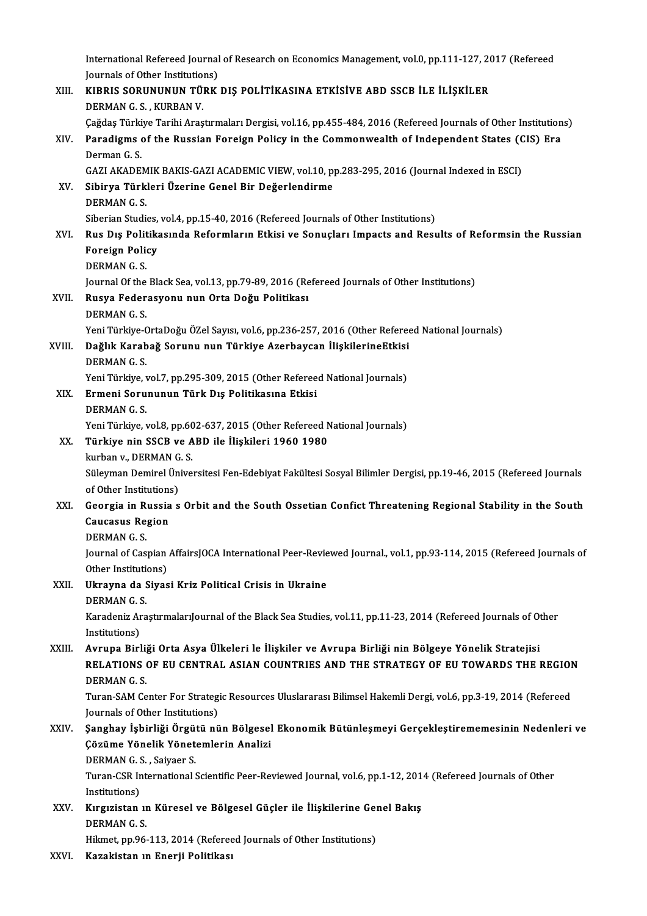International Refereed Journal of Research on Economics Management, vol.0, pp.111-127, 2017 (Refereed Journals of Other Institutions)

XIII. **KIBRIS SORUNUNUN TÜRK DIŞ POLİTİKASINA ETKİSİVE ABD SSCB İLE İLİŞKİLER**
DERMAN G. S. , KURBAN V.
Çağdaş Türkiye Tarihi Araştırmaları Dergisi, vol.16, pp.455-484, 2016 (Refereed Journals of Other Institutions)

XIV. **Paradigms of the Russian Foreign Policy in the Commonwealth of Independent States (CIS) Era**
Derman G. S.
GAZI AKADEMIK BAKIS-GAZI ACADEMIC VIEW, vol.10, pp.283-295, 2016 (Journal Indexed in ESCI)

XV. **Sibirya Türkleri Üzerine Genel Bir Değerlendirme**
DERMAN G. S.
Siberian Studies, vol.4, pp.15-40, 2016 (Refereed Journals of Other Institutions)

XVI. **Rus Dış Politikasında Reformların Etkisi ve Sonuçları Impacts and Results of Reformsin the Russian Foreign Policy**
DERMAN G. S.
Journal Of the Black Sea, vol.13, pp.79-89, 2016 (Refereed Journals of Other Institutions)

XVII. **Rusya Federasyonu nun Orta Doğu Politikası**
DERMAN G. S.
Yeni Türkiye-OrtaDoğu ÖZel Sayısı, vol.6, pp.236-257, 2016 (Other Refereed National Journals)

XVIII. **Dağlık Karabağ Sorunu nun Türkiye Azerbaycan İlişkilerineEtkisi**
DERMAN G. S.
Yeni Türkiye, vol.7, pp.295-309, 2015 (Other Refereed National Journals)

XIX. **Ermeni Sorununun Türk Dış Politikasına Etkisi**
DERMAN G. S.
Yeni Türkiye, vol.8, pp.602-637, 2015 (Other Refereed National Journals)

XX. **Türkiye nin SSCB ve ABD ile İlişkileri 1960 1980**
kurban v., DERMAN G. S.
Süleyman Demirel Üniversitesi Fen-Edebiyat Fakültesi Sosyal Bilimler Dergisi, pp.19-46, 2015 (Refereed Journals of Other Institutions)

XXI. **Georgia in Russia s Orbit and the South Ossetian Confict Threatening Regional Stability in the South Caucasus Region**
DERMAN G. S.
Journal of Caspian AffairsJOCA International Peer-Reviewed Journal., vol.1, pp.93-114, 2015 (Refereed Journals of Other Institutions)

XXII. **Ukrayna da Siyasi Kriz Political Crisis in Ukraine**
DERMAN G. S.
Karadeniz AraştırmalarıJournal of the Black Sea Studies, vol.11, pp.11-23, 2014 (Refereed Journals of Other Institutions)

XXIII. **Avrupa Birliği Orta Asya Ülkeleri le İlişkiler ve Avrupa Birliği nin Bölgeye Yönelik Stratejisi RELATIONS OF EU CENTRAL ASIAN COUNTRIES AND THE STRATEGY OF EU TOWARDS THE REGION**
DERMAN G. S.
Turan-SAM Center For Strategic Resources Uluslararası Bilimsel Hakemli Dergi, vol.6, pp.3-19, 2014 (Refereed Journals of Other Institutions)

XXIV. **Şanghay İşbirliği Örgütü nün Bölgesel Ekonomik Bütünleşmeyi Gerçekleştirememesinin Nedenleri ve Çözüme Yönelik Yönetemlerin Analizi**
DERMAN G. S. , Saiyaer S.
Turan-CSR International Scientific Peer-Reviewed Journal, vol.6, pp.1-12, 2014 (Refereed Journals of Other Institutions)

XXV. **Kırgızistan ın Küresel ve Bölgesel Güçler ile İlişkilerine Genel Bakış**
DERMAN G. S.
Hikmet, pp.96-113, 2014 (Refereed Journals of Other Institutions)

XXVI. **Kazakistan ın Enerji Politikası**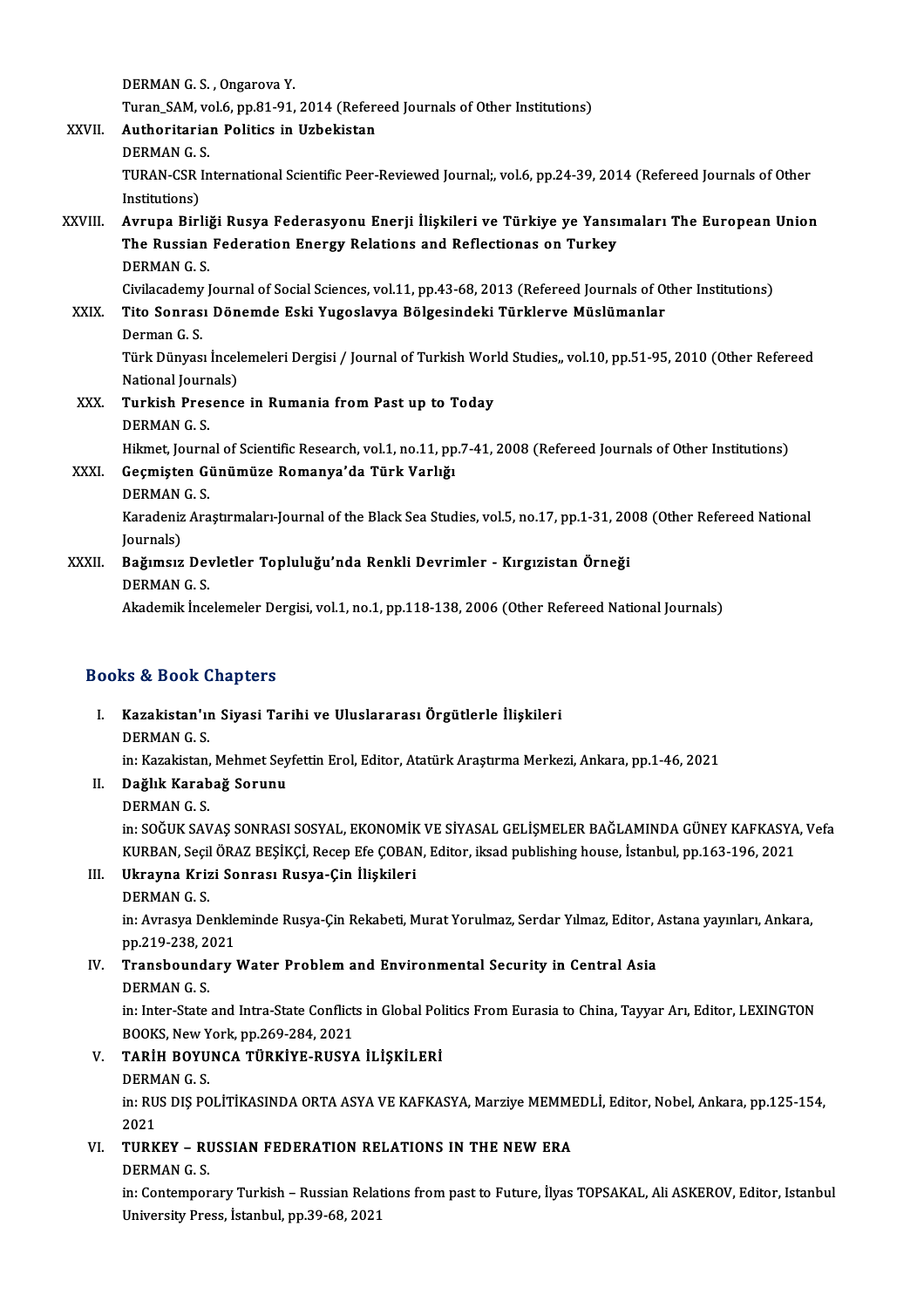DERMAN G. S. , Ongarova Y.
Turan_SAM, vol.6, pp.81-91, 2014 (Refereed Journals of Other Institutions)

XXVII. **Authoritarian Politics in Uzbekistan**
DERMAN G. S.
TURAN-CSR International Scientific Peer-Reviewed Journal;, vol.6, pp.24-39, 2014 (Refereed Journals of Other Institutions)

XXVIII. **Avrupa Birliği Rusya Federasyonu Enerji İlişkileri ve Türkiye ye Yansımaları The European Union The Russian Federation Energy Relations and Reflectionas on Turkey**
DERMAN G. S.
Civilacademy Journal of Social Sciences, vol.11, pp.43-68, 2013 (Refereed Journals of Other Institutions)

XXIX. **Tito Sonrası Dönemde Eski Yugoslavya Bölgesindeki Türklerve Müslümanlar**
Derman G. S.
Türk Dünyası İncelemeleri Dergisi / Journal of Turkish World Studies,, vol.10, pp.51-95, 2010 (Other Refereed National Journals)

XXX. **Turkish Presence in Rumania from Past up to Today**
DERMAN G. S.
Hikmet, Journal of Scientific Research, vol.1, no.11, pp.7-41, 2008 (Refereed Journals of Other Institutions)

XXXI. **Geçmişten Günümüze Romanya'da Türk Varlığı**
DERMAN G. S.
Karadeniz Araştırmaları-Journal of the Black Sea Studies, vol.5, no.17, pp.1-31, 2008 (Other Refereed National Journals)

XXXII. **Bağımsız Devletler Topluluğu'nda Renkli Devrimler - Kırgızistan Örneği**
DERMAN G. S.
Akademik İncelemeler Dergisi, vol.1, no.1, pp.118-138, 2006 (Other Refereed National Journals)

## Books & Book Chapters

I. **Kazakistan'ın Siyasi Tarihi ve Uluslararası Örgütlerle İlişkileri**
DERMAN G. S.
in: Kazakistan, Mehmet Seyfettin Erol, Editor, Atatürk Araştırma Merkezi, Ankara, pp.1-46, 2021

II. **Dağlık Karabağ Sorunu**
DERMAN G. S.
in: SOĞUK SAVAŞ SONRASI SOSYAL, EKONOMİK VE SİYASAL GELİŞMELER BAĞLAMINDA GÜNEY KAFKASYA, Vefa KURBAN, Seçil ÖRAZ BEŞİKÇİ, Recep Efe ÇOBAN, Editor, iksad publishing house, İstanbul, pp.163-196, 2021

III. **Ukrayna Krizi Sonrası Rusya-Çin İlişkileri**
DERMAN G. S.
in: Avrasya Denkleminde Rusya-Çin Rekabeti, Murat Yorulmaz, Serdar Yılmaz, Editor, Astana yayınları, Ankara, pp.219-238, 2021

IV. **Transboundary Water Problem and Environmental Security in Central Asia**
DERMAN G. S.
in: Inter-State and Intra-State Conflicts in Global Politics From Eurasia to China, Tayyar Arı, Editor, LEXINGTON BOOKS, New York, pp.269-284, 2021

V. **TARİH BOYUNCA TÜRKİYE-RUSYA İLİŞKİLERİ**
DERMAN G. S.
in: RUS DIŞ POLİTİKASINDA ORTA ASYA VE KAFKASYA, Marziye MEMMEDLİ, Editor, Nobel, Ankara, pp.125-154, 2021

VI. **TURKEY – RUSSIAN FEDERATION RELATIONS IN THE NEW ERA**
DERMAN G. S.
in: Contemporary Turkish – Russian Relations from past to Future, İlyas TOPSAKAL, Ali ASKEROV, Editor, Istanbul University Press, İstanbul, pp.39-68, 2021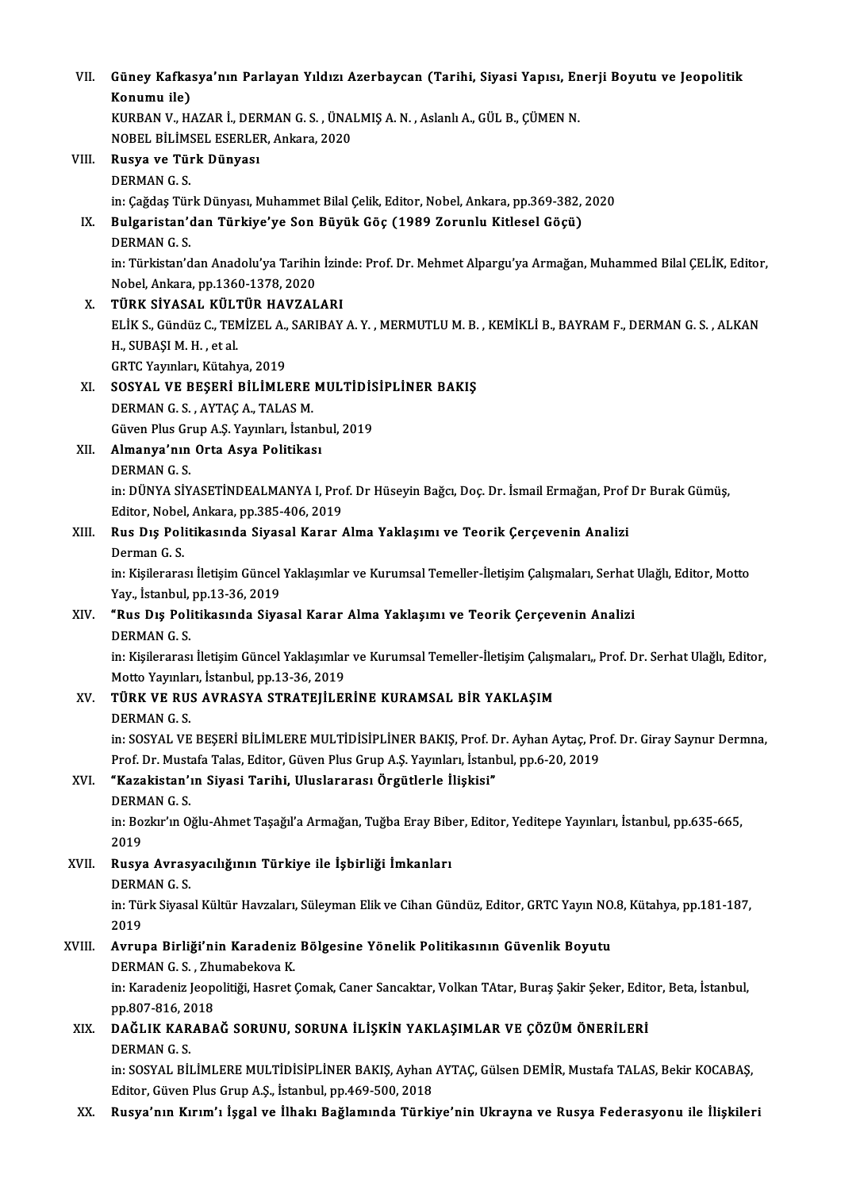VII. **Güney Kafkasya'nın Parlayan Yıldızı Azerbaycan (Tarihi, Siyasi Yapısı, Enerji Boyutu ve Jeopolitik Konumu ile)**
KURBAN V., HAZAR İ., DERMAN G. S. , ÜNALMIŞ A. N. , Aslanlı A., GÜL B., ÇÜMEN N.
NOBEL BİLİMSEL ESERLER, Ankara, 2020

VIII. **Rusya ve Türk Dünyası**
DERMAN G. S.
in: Çağdaş Türk Dünyası, Muhammet Bilal Çelik, Editor, Nobel, Ankara, pp.369-382, 2020

IX. **Bulgaristan'dan Türkiye'ye Son Büyük Göç (1989 Zorunlu Kitlesel Göçü)**
DERMAN G. S.
in: Türkistan'dan Anadolu'ya Tarihin İzinde: Prof. Dr. Mehmet Alpargu'ya Armağan, Muhammed Bilal ÇELİK, Editor, Nobel, Ankara, pp.1360-1378, 2020

X. **TÜRK SİYASAL KÜLTÜR HAVZALARI**
ELİK S., Gündüz C., TEMİZEL A., SARIBAY A. Y. , MERMUTLU M. B. , KEMİKLİ B., BAYRAM F., DERMAN G. S. , ALKAN H., SUBAŞI M. H. , et al.
GRTC Yayınları, Kütahya, 2019

XI. **SOSYAL VE BEŞERİ BİLİMLERE MULTİDİSİPLİNER BAKIŞ**
DERMAN G. S. , AYTAÇ A., TALAS M.
Güven Plus Grup A.Ş. Yayınları, İstanbul, 2019

XII. **Almanya'nın Orta Asya Politikası**
DERMAN G. S.
in: DÜNYA SİYASETİNDEALMANYA I, Prof. Dr Hüseyin Bağcı, Doç. Dr. İsmail Ermağan, Prof Dr Burak Gümüş, Editor, Nobel, Ankara, pp.385-406, 2019

XIII. **Rus Dış Politikasında Siyasal Karar Alma Yaklaşımı ve Teorik Çerçevenin Analizi**
Derman G. S.
in: Kişilerarası İletişim Güncel Yaklaşımlar ve Kurumsal Temeller-İletişim Çalışmaları, Serhat Ulağlı, Editor, Motto Yay., İstanbul, pp.13-36, 2019

XIV. **"Rus Dış Politikasında Siyasal Karar Alma Yaklaşımı ve Teorik Çerçevenin Analizi**
DERMAN G. S.
in: Kişilerarası İletişim Güncel Yaklaşımlar ve Kurumsal Temeller-İletişim Çalışmaları,, Prof. Dr. Serhat Ulağlı, Editor, Motto Yayınları, İstanbul, pp.13-36, 2019

XV. **TÜRK VE RUS AVRASYA STRATEJİLERİNE KURAMSAL BİR YAKLAŞIM**
DERMAN G. S.
in: SOSYAL VE BEŞERİ BİLİMLERE MULTİDİSİPLİNER BAKIŞ, Prof. Dr. Ayhan Aytaç, Prof. Dr. Giray Saynur Dermna, Prof. Dr. Mustafa Talas, Editor, Güven Plus Grup A.Ş. Yayınları, İstanbul, pp.6-20, 2019

XVI. **"Kazakistan'ın Siyasi Tarihi, Uluslararası Örgütlerle İlişkisi"**
DERMAN G. S.
in: Bozkır'ın Oğlu-Ahmet Taşağıl'a Armağan, Tuğba Eray Biber, Editor, Yeditepe Yayınları, İstanbul, pp.635-665, 2019

XVII. **Rusya Avrasyacılığının Türkiye ile İşbirliği İmkanları**
DERMAN G. S.
in: Türk Siyasal Kültür Havzaları, Süleyman Elik ve Cihan Gündüz, Editor, GRTC Yayın NO.8, Kütahya, pp.181-187, 2019

XVIII. **Avrupa Birliği'nin Karadeniz Bölgesine Yönelik Politikasının Güvenlik Boyutu**
DERMAN G. S. , Zhumabekova K.
in: Karadeniz Jeopolitiği, Hasret Çomak, Caner Sancaktar, Volkan TAtar, Buraş Şakir Şeker, Editor, Beta, İstanbul, pp.807-816, 2018

XIX. **DAĞLIK KARABAĞ SORUNU, SORUNA İLİŞKİN YAKLAŞIMLAR VE ÇÖZÜM ÖNERİLERİ**
DERMAN G. S.
in: SOSYAL BİLİMLERE MULTİDİSİPLİNER BAKIŞ, Ayhan AYTAÇ, Gülsen DEMİR, Mustafa TALAS, Bekir KOCABAŞ, Editor, Güven Plus Grup A.Ş., İstanbul, pp.469-500, 2018

XX. **Rusya'nın Kırım'ı İşgal ve İlhakı Bağlamında Türkiye'nin Ukrayna ve Rusya Federasyonu ile İlişkileri**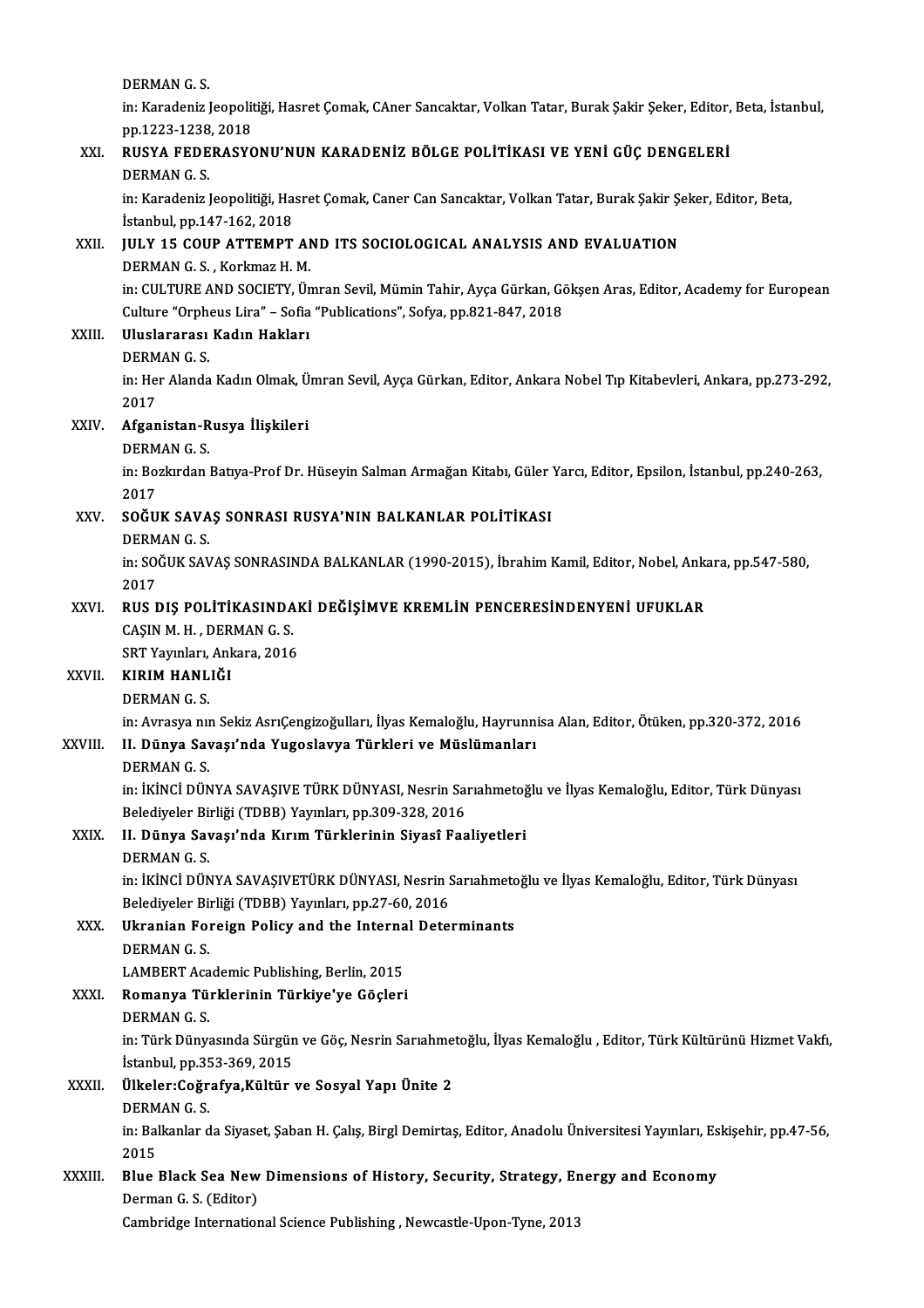DERMAN G. S.

in: Karadeniz Jeopolitiği, Hasret Çomak, CAner Sancaktar, Volkan Tatar, Burak Şakir Şeker, Editor, Beta, İstanbul, pp.1223-1238, 2018

XXI. **RUSYA FEDERASYONU'NUN KARADENİZ BÖLGE POLİTİKASI VE YENİ GÜÇ DENGELERİ**
DERMAN G. S.
in: Karadeniz Jeopolitiği, Hasret Çomak, Caner Can Sancaktar, Volkan Tatar, Burak Şakir Şeker, Editor, Beta, İstanbul, pp.147-162, 2018

XXII. **JULY 15 COUP ATTEMPT AND ITS SOCIOLOGICAL ANALYSIS AND EVALUATION**
DERMAN G. S., Korkmaz H. M.
in: CULTURE AND SOCIETY, Ümran Sevil, Mümin Tahir, Ayça Gürkan, Gökşen Aras, Editor, Academy for European Culture "Orpheus Lira" – Sofia "Publications", Sofya, pp.821-847, 2018

XXIII. **Uluslararası Kadın Hakları**
DERMAN G. S.
in: Her Alanda Kadın Olmak, Ümran Sevil, Ayça Gürkan, Editor, Ankara Nobel Tıp Kitabevleri, Ankara, pp.273-292, 2017

XXIV. **Afganistan-Rusya İlişkileri**
DERMAN G. S.
in: Bozkırdan Batıya-Prof Dr. Hüseyin Salman Armağan Kitabı, Güler Yarcı, Editor, Epsilon, İstanbul, pp.240-263, 2017

XXV. **SOĞUK SAVAŞ SONRASI RUSYA'NIN BALKANLAR POLİTİKASI**
DERMAN G. S.
in: SOĞUK SAVAŞ SONRASINDA BALKANLAR (1990-2015), İbrahim Kamil, Editor, Nobel, Ankara, pp.547-580, 2017

XXVI. **RUS DIŞ POLİTİKASINDAKİ DEĞİŞİMVE KREMLİN PENCERESİNDENYENİ UFUKLAR**
CAŞIN M. H., DERMAN G. S.
SRT Yayınları, Ankara, 2016

XXVII. **KIRIM HANLIĞI**
DERMAN G. S.
in: Avrasya nın Sekiz AsrıÇengizoğulları, İlyas Kemaloğlu, Hayrunnisa Alan, Editor, Ötüken, pp.320-372, 2016

XXVIII. **II. Dünya Savaşı'nda Yugoslavya Türkleri ve Müslümanları**
DERMAN G. S.
in: İKİNCİ DÜNYA SAVAŞIVE TÜRK DÜNYASI, Nesrin Sarıahmetoğlu ve İlyas Kemaloğlu, Editor, Türk Dünyası Belediyeler Birliği (TDBB) Yayınları, pp.309-328, 2016

XXIX. **II. Dünya Savaşı'nda Kırım Türklerinin Siyasî Faaliyetleri**
DERMAN G. S.
in: İKİNCİ DÜNYA SAVAŞIVETÜRK DÜNYASI, Nesrin Sarıahmetoğlu ve İlyas Kemaloğlu, Editor, Türk Dünyası Belediyeler Birliği (TDBB) Yayınları, pp.27-60, 2016

XXX. **Ukranian Foreign Policy and the Internal Determinants**
DERMAN G. S.
LAMBERT Academic Publishing, Berlin, 2015

XXXI. **Romanya Türklerinin Türkiye'ye Göçleri**
DERMAN G. S.
in: Türk Dünyasında Sürgün ve Göç, Nesrin Sarıahmetoğlu, İlyas Kemaloğlu , Editor, Türk Kültürünü Hizmet Vakfı, İstanbul, pp.353-369, 2015

XXXII. **Ülkeler:Coğrafya,Kültür ve Sosyal Yapı Ünite 2**
DERMAN G. S.
in: Balkanlar da Siyaset, Şaban H. Çalış, Birgl Demirtaş, Editor, Anadolu Üniversitesi Yayınları, Eskişehir, pp.47-56, 2015

XXXIII. **Blue Black Sea New Dimensions of History, Security, Strategy, Energy and Economy**
Derman G. S. (Editor)
Cambridge International Science Publishing , Newcastle-Upon-Tyne, 2013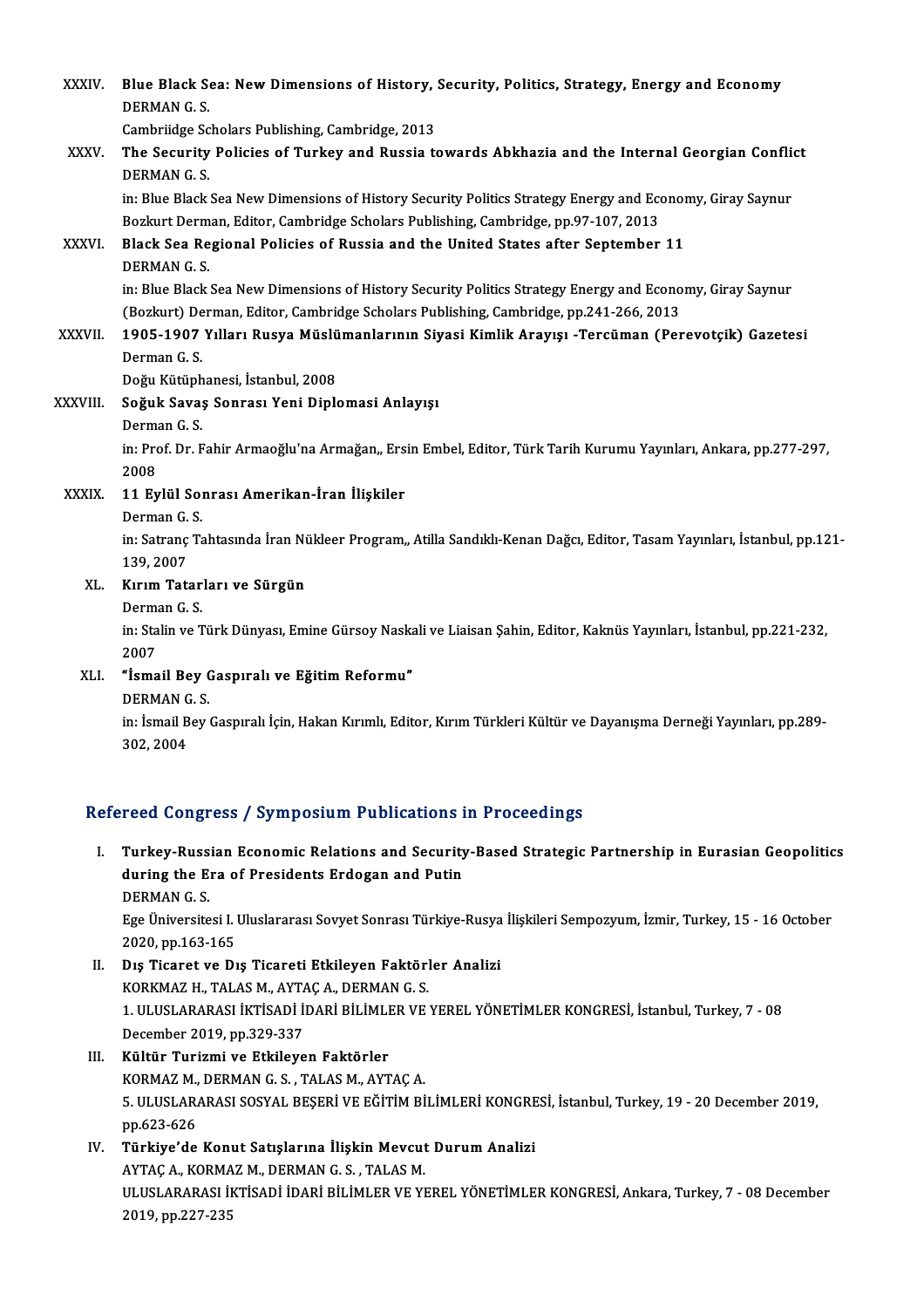XXXIV. **Blue Black Sea: New Dimensions of History, Security, Politics, Strategy, Energy and Economy**
DERMAN G. S.
Cambriidge Scholars Publishing, Cambridge, 2013

XXXV. **The Security Policies of Turkey and Russia towards Abkhazia and the Internal Georgian Conflict**
DERMAN G. S.
in: Blue Black Sea New Dimensions of History Security Politics Strategy Energy and Economy, Giray Saynur Bozkurt Derman, Editor, Cambridge Scholars Publishing, Cambridge, pp.97-107, 2013

XXXVI. **Black Sea Regional Policies of Russia and the United States after September 11**
DERMAN G. S.
in: Blue Black Sea New Dimensions of History Security Politics Strategy Energy and Economy, Giray Saynur (Bozkurt) Derman, Editor, Cambridge Scholars Publishing, Cambridge, pp.241-266, 2013

XXXVII. **1905-1907 Yılları Rusya Müslümanlarının Siyasi Kimlik Arayışı -Tercüman (Perevotçik) Gazetesi**
Derman G. S.
Doğu Kütüphanesi, İstanbul, 2008

XXXVIII. **Soğuk Savaş Sonrası Yeni Diplomasi Anlayışı**
Derman G. S.
in: Prof. Dr. Fahir Armaoğlu'na Armağan,, Ersin Embel, Editor, Türk Tarih Kurumu Yayınları, Ankara, pp.277-297, 2008

XXXIX. **11 Eylül Sonrası Amerikan-İran İlişkiler**
Derman G. S.
in: Satranç Tahtasında İran Nükleer Program,, Atilla Sandıklı-Kenan Dağcı, Editor, Tasam Yayınları, İstanbul, pp.121-139, 2007

XL. **Kırım Tatarları ve Sürgün**
Derman G. S.
in: Stalin ve Türk Dünyası, Emine Gürsoy Naskali ve Liaisan Şahin, Editor, Kaknüs Yayınları, İstanbul, pp.221-232, 2007

XLI. **"İsmail Bey Gaspıralı ve Eğitim Reformu"**
DERMAN G. S.
in: İsmail Bey Gaspıralı İçin, Hakan Kırımlı, Editor, Kırım Türkleri Kültür ve Dayanışma Derneği Yayınları, pp.289-302, 2004

## Refereed Congress / Symposium Publications in Proceedings

I. **Turkey-Russian Economic Relations and Security-Based Strategic Partnership in Eurasian Geopolitics during the Era of Presidents Erdogan and Putin**
DERMAN G. S.
Ege Üniversitesi I. Uluslararası Sovyet Sonrası Türkiye-Rusya İlişkileri Sempozyum, İzmir, Turkey, 15 - 16 October 2020, pp.163-165

II. **Dış Ticaret ve Dış Ticareti Etkileyen Faktörler Analizi**
KORKMAZ H., TALAS M., AYTAÇ A., DERMAN G. S.
1. ULUSLARARASI İKTİSADİ İDARİ BİLİMLER VE YEREL YÖNETİMLER KONGRESİ, İstanbul, Turkey, 7 - 08 December 2019, pp.329-337

III. **Kültür Turizmi ve Etkileyen Faktörler**
KORMAZ M., DERMAN G. S. , TALAS M., AYTAÇ A.
5. ULUSLARARASI SOSYAL BEŞERİ VE EĞİTİM BİLİMLERİ KONGRESİ, İstanbul, Turkey, 19 - 20 December 2019, pp.623-626

IV. **Türkiye'de Konut Satışlarına İlişkin Mevcut Durum Analizi**
AYTAÇ A., KORMAZ M., DERMAN G. S. , TALAS M.
ULUSLARARASI İKTİSADİ İDARİ BİLİMLER VE YEREL YÖNETİMLER KONGRESİ, Ankara, Turkey, 7 - 08 December 2019, pp.227-235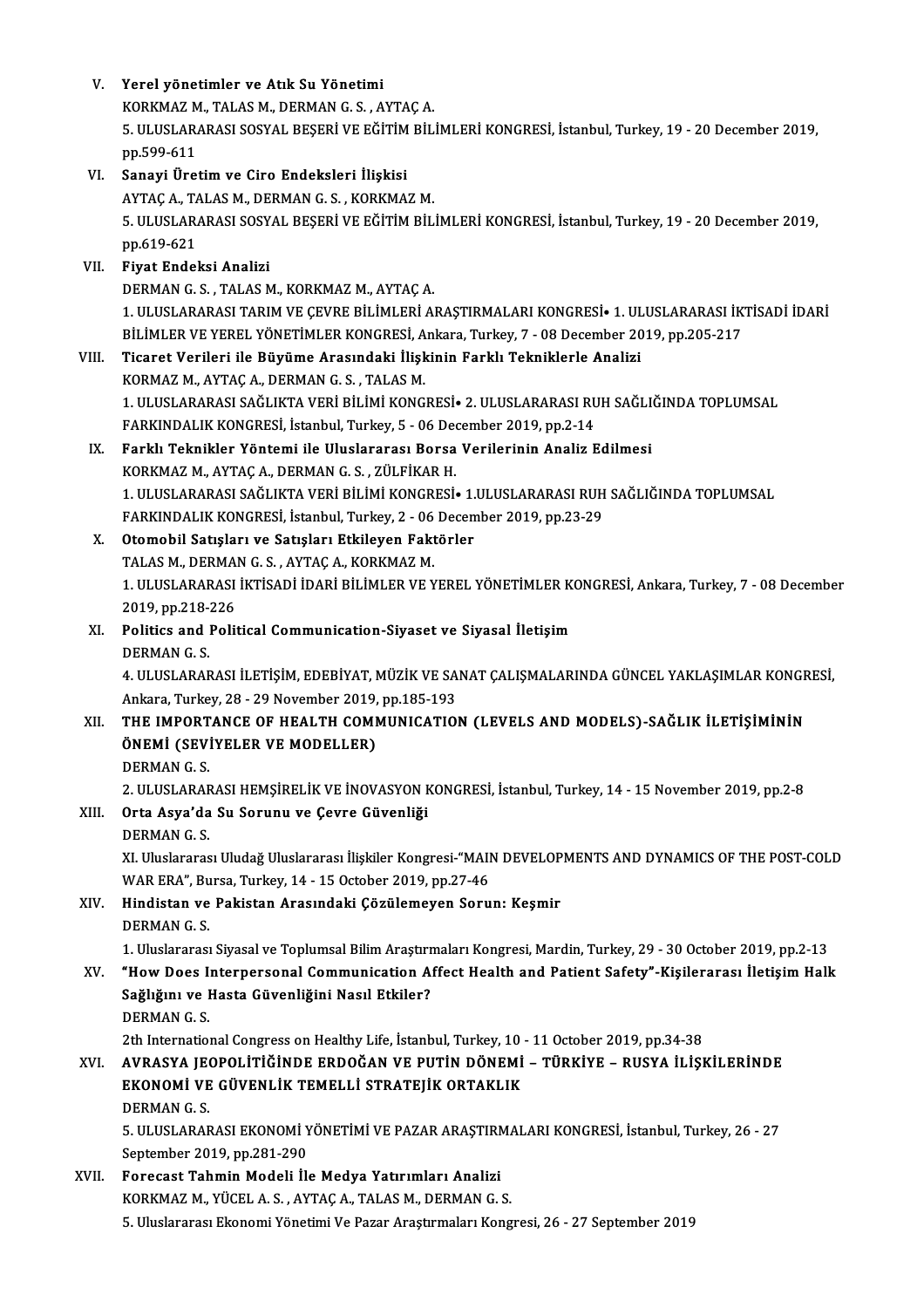V. **Yerel yönetimler ve Atık Su Yönetimi**
KORKMAZ M., TALAS M., DERMAN G. S. , AYTAÇ A.
5. ULUSLARARASI SOSYAL BEŞERİ VE EĞİTİM BİLİMLERİ KONGRESİ, İstanbul, Turkey, 19 - 20 December 2019, pp.599-611

VI. **Sanayi Üretim ve Ciro Endeksleri İlişkisi**
AYTAÇ A., TALAS M., DERMAN G. S. , KORKMAZ M.
5. ULUSLARARASI SOSYAL BEŞERİ VE EĞİTİM BİLİMLERİ KONGRESİ, İstanbul, Turkey, 19 - 20 December 2019, pp.619-621

VII. **Fiyat Endeksi Analizi**
DERMAN G. S. , TALAS M., KORKMAZ M., AYTAÇ A.
1. ULUSLARARASI TARIM VE ÇEVRE BİLİMLERİ ARAŞTIRMALARI KONGRESİ• 1. ULUSLARARASI İKTİSADİ İDARİ BİLİMLER VE YEREL YÖNETİMLER KONGRESİ, Ankara, Turkey, 7 - 08 December 2019, pp.205-217

VIII. **Ticaret Verileri ile Büyüme Arasındaki İlişkinin Farklı Tekniklerle Analizi**
KORMAZ M., AYTAÇ A., DERMAN G. S. , TALAS M.
1. ULUSLARARASI SAĞLIKTA VERİ BİLİMİ KONGRESİ• 2. ULUSLARARASI RUH SAĞLIĞINDA TOPLUMSAL FARKINDALIK KONGRESİ, İstanbul, Turkey, 5 - 06 December 2019, pp.2-14

IX. **Farklı Teknikler Yöntemi ile Uluslararası Borsa Verilerinin Analiz Edilmesi**
KORKMAZ M., AYTAÇ A., DERMAN G. S. , ZÜLFİKAR H.
1. ULUSLARARASI SAĞLIKTA VERİ BİLİMİ KONGRESİ• 1.ULUSLARARASI RUH SAĞLIĞINDA TOPLUMSAL FARKINDALIK KONGRESİ, İstanbul, Turkey, 2 - 06 December 2019, pp.23-29

X. **Otomobil Satışları ve Satışları Etkileyen Faktörler**
TALAS M., DERMAN G. S. , AYTAÇ A., KORKMAZ M.
1. ULUSLARARASI İKTİSADİ İDARİ BİLİMLER VE YEREL YÖNETİMLER KONGRESİ, Ankara, Turkey, 7 - 08 December 2019, pp.218-226

XI. **Politics and Political Communication-Siyaset ve Siyasal İletişim**
DERMAN G. S.
4. ULUSLARARASI İLETİŞİM, EDEBİYAT, MÜZİK VE SANAT ÇALIŞMALARINDA GÜNCEL YAKLAŞIMLAR KONGRESİ, Ankara, Turkey, 28 - 29 November 2019, pp.185-193

XII. **THE IMPORTANCE OF HEALTH COMMUNICATION (LEVELS AND MODELS)-SAĞLIK İLETİŞİMİNİN ÖNEMİ (SEVİYELER VE MODELLER)**
DERMAN G. S.
2. ULUSLARARASI HEMŞİRELİK VE İNOVASYON KONGRESİ, İstanbul, Turkey, 14 - 15 November 2019, pp.2-8

XIII. **Orta Asya'da Su Sorunu ve Çevre Güvenliği**
DERMAN G. S.
XI. Uluslararası Uludağ Uluslararası İlişkiler Kongresi-"MAIN DEVELOPMENTS AND DYNAMICS OF THE POST-COLD WAR ERA", Bursa, Turkey, 14 - 15 October 2019, pp.27-46

XIV. **Hindistan ve Pakistan Arasındaki Çözülemeyen Sorun: Keşmir**
DERMAN G. S.
1. Uluslararası Siyasal ve Toplumsal Bilim Araştırmaları Kongresi, Mardin, Turkey, 29 - 30 October 2019, pp.2-13

XV. **"How Does Interpersonal Communication Affect Health and Patient Safety"-Kişilerarası İletişim Halk Sağlığını ve Hasta Güvenliğini Nasıl Etkiler?**
DERMAN G. S.
2th International Congress on Healthy Life, İstanbul, Turkey, 10 - 11 October 2019, pp.34-38

XVI. **AVRASYA JEOPOLİTİĞİNDE ERDOĞAN VE PUTİN DÖNEMİ – TÜRKİYE – RUSYA İLİŞKİLERİNDE EKONOMİ VE GÜVENLİK TEMELLİ STRATEJİK ORTAKLIK**
DERMAN G. S.
5. ULUSLARARASI EKONOMİ YÖNETİMİ VE PAZAR ARAŞTIRMALARI KONGRESİ, İstanbul, Turkey, 26 - 27 September 2019, pp.281-290

XVII. **Forecast Tahmin Modeli İle Medya Yatırımları Analizi**
KORKMAZ M., YÜCEL A. S. , AYTAÇ A., TALAS M., DERMAN G. S.
5. Uluslararası Ekonomi Yönetimi Ve Pazar Araştırmaları Kongresi, 26 - 27 September 2019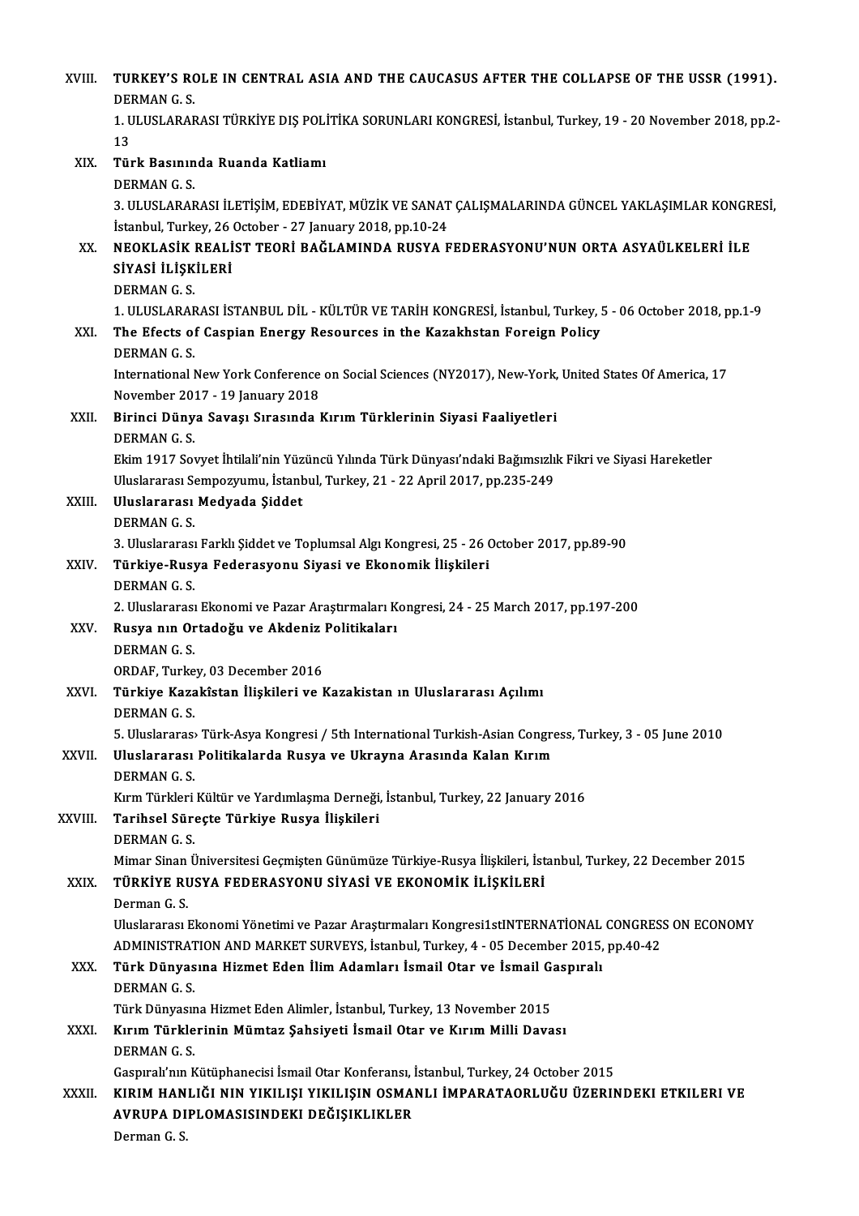XVIII. **TURKEY'S ROLE IN CENTRAL ASIA AND THE CAUCASUS AFTER THE COLLAPSE OF THE USSR (1991).**
DERMAN G. S.
1. ULUSLARARASI TÜRKİYE DIŞ POLİTİKA SORUNLARI KONGRESİ, İstanbul, Turkey, 19 - 20 November 2018, pp.2-13

XIX. **Türk Basınında Ruanda Katliamı**
DERMAN G. S.
3. ULUSLARARASI İLETİŞİM, EDEBİYAT, MÜZİK VE SANAT ÇALIŞMALARINDA GÜNCEL YAKLAŞIMLAR KONGRESİ, İstanbul, Turkey, 26 October - 27 January 2018, pp.10-24

XX. **NEOKLASİK REALİST TEORİ BAĞLAMINDA RUSYA FEDERASYONU'NUN ORTA ASYAÜLKELERİ İLE SİYASİ İLİŞKİLERİ**
DERMAN G. S.
1. ULUSLARARASI İSTANBUL DİL - KÜLTÜR VE TARİH KONGRESİ, İstanbul, Turkey, 5 - 06 October 2018, pp.1-9

XXI. **The Efects of Caspian Energy Resources in the Kazakhstan Foreign Policy**
DERMAN G. S.
International New York Conference on Social Sciences (NY2017), New-York, United States Of America, 17 November 2017 - 19 January 2018

XXII. **Birinci Dünya Savaşı Sırasında Kırım Türklerinin Siyasi Faaliyetleri**
DERMAN G. S.
Ekim 1917 Sovyet İhtilali'nin Yüzüncü Yılında Türk Dünyası'ndaki Bağımsızlık Fikri ve Siyasi Hareketler Uluslararası Sempozyumu, İstanbul, Turkey, 21 - 22 April 2017, pp.235-249

XXIII. **Uluslararası Medyada Şiddet**
DERMAN G. S.
3. Uluslararası Farklı Şiddet ve Toplumsal Algı Kongresi, 25 - 26 October 2017, pp.89-90

XXIV. **Türkiye-Rusya Federasyonu Siyasi ve Ekonomik İlişkileri**
DERMAN G. S.
2. Uluslararası Ekonomi ve Pazar Araştırmaları Kongresi, 24 - 25 March 2017, pp.197-200

XXV. **Rusya nın Ortadoğu ve Akdeniz Politikaları**
DERMAN G. S.
ORDAF, Turkey, 03 December 2016

XXVI. **Türkiye Kazakîstan İlişkileri ve Kazakistan ın Uluslararası Açılımı**
DERMAN G. S.
5. Uluslararas› Türk-Asya Kongresi / 5th International Turkish-Asian Congress, Turkey, 3 - 05 June 2010

XXVII. **Uluslararası Politikalarda Rusya ve Ukrayna Arasında Kalan Kırım**
DERMAN G. S.
Kırm Türkleri Kültür ve Yardımlaşma Derneği, İstanbul, Turkey, 22 January 2016

XXVIII. **Tarihsel Süreçte Türkiye Rusya İlişkileri**
DERMAN G. S.
Mimar Sinan Üniversitesi Geçmişten Günümüze Türkiye-Rusya İlişkileri, İstanbul, Turkey, 22 December 2015

XXIX. **TÜRKİYE RUSYA FEDERASYONU SİYASİ VE EKONOMİK İLİŞKİLERİ**
Derman G. S.
Uluslararası Ekonomi Yönetimi ve Pazar Araştırmaları Kongresi1stINTERNATİONAL CONGRESS ON ECONOMY ADMINISTRATION AND MARKET SURVEYS, İstanbul, Turkey, 4 - 05 December 2015, pp.40-42

XXX. **Türk Dünyasına Hizmet Eden İlim Adamları İsmail Otar ve İsmail Gaspıralı**
DERMAN G. S.
Türk Dünyasına Hizmet Eden Alimler, İstanbul, Turkey, 13 November 2015

XXXI. **Kırım Türklerinin Mümtaz Şahsiyeti İsmail Otar ve Kırım Milli Davası**
DERMAN G. S.
Gaspıralı'nın Kütüphanecisi İsmail Otar Konferansı, İstanbul, Turkey, 24 October 2015

XXXII. **KIRIM HANLIĞI NIN YIKILIŞI YIKILIŞIN OSMANLI İMPARATAORLUĞU ÜZERINDEKI ETKILERI VE AVRUPA DIPLOMASISINDEKI DEĞIŞIKLIKLER**
Derman G. S.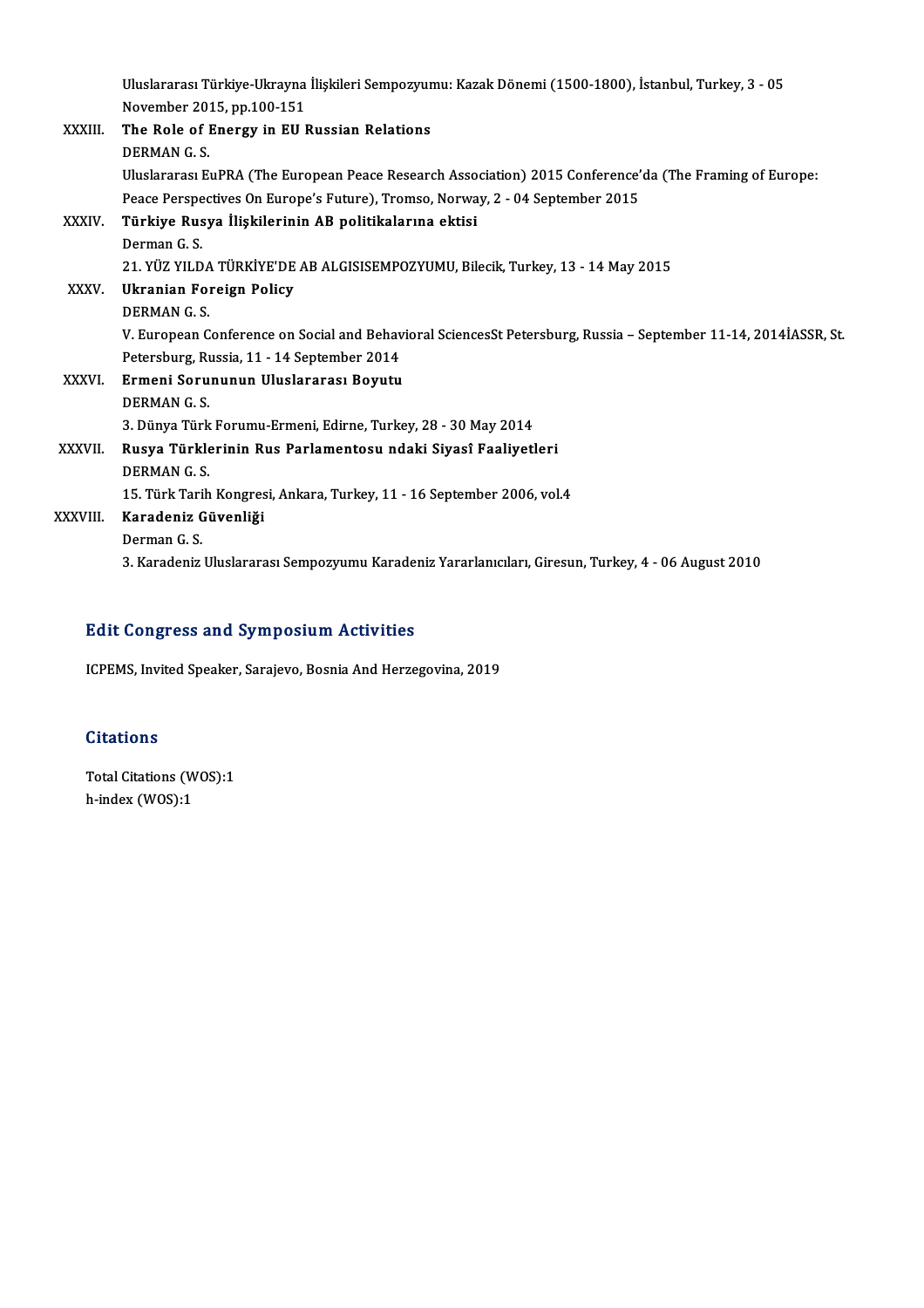Uluslararası Türkiye-Ukrayna İlişkileri Sempozyumu: Kazak Dönemi (1500-1800), İstanbul, Turkey, 3 - 05 November 2015, pp.100-151

XXXIII. **The Role of Energy in EU Russian Relations**
DERMAN G. S.
Uluslararası EuPRA (The European Peace Research Association) 2015 Conference'da (The Framing of Europe: Peace Perspectives On Europe's Future), Tromso, Norway, 2 - 04 September 2015

XXXIV. **Türkiye Rusya İlişkilerinin AB politikalarına ektisi**
Derman G. S.
21. YÜZ YILDA TÜRKİYE'DE AB ALGISISEMPOZYUMU, Bilecik, Turkey, 13 - 14 May 2015

XXXV. **Ukranian Foreign Policy**
DERMAN G. S.
V. European Conference on Social and Behavioral SciencesSt Petersburg, Russia – September 11-14, 2014İASSR, St. Petersburg, Russia, 11 - 14 September 2014

XXXVI. **Ermeni Sorununun Uluslararası Boyutu**
DERMAN G. S.
3. Dünya Türk Forumu-Ermeni, Edirne, Turkey, 28 - 30 May 2014

XXXVII. **Rusya Türklerinin Rus Parlamentosu ndaki Siyasî Faaliyetleri**
DERMAN G. S.
15. Türk Tarih Kongresi, Ankara, Turkey, 11 - 16 September 2006, vol.4

XXXVIII. **Karadeniz Güvenliği**
Derman G. S.
3. Karadeniz Uluslararası Sempozyumu Karadeniz Yararlanıcıları, Giresun, Turkey, 4 - 06 August 2010

## Edit Congress and Symposium Activities

ICPEMS, Invited Speaker, Sarajevo, Bosnia And Herzegovina, 2019

## Citations

Total Citations (WOS):1
h-index (WOS):1